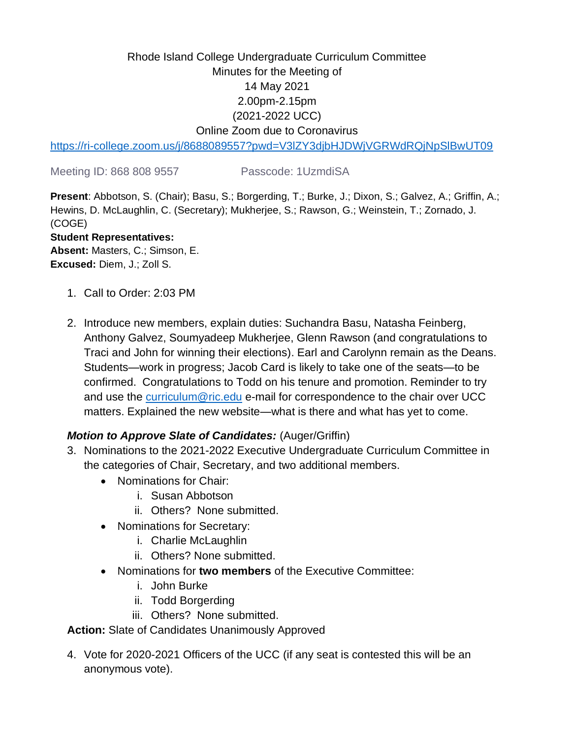Rhode Island College Undergraduate Curriculum Committee
Minutes for the Meeting of
14 May 2021
2.00pm-2.15pm
(2021-2022 UCC)
Online Zoom due to Coronavirus

https://ri-college.zoom.us/j/8688089557?pwd=V3lZY3djbHJDWjVGRWdRQjNpSlBwUT09

Meeting ID: 868 808 9557 Passcode: 1UzmdiSA

**Present**: Abbotson, S. (Chair); Basu, S.; Borgerding, T.; Burke, J.; Dixon, S.; Galvez, A.; Griffin, A.; Hewins, D. McLaughlin, C. (Secretary); Mukherjee, S.; Rawson, G.; Weinstein, T.; Zornado, J. (COGE)
**Student Representatives:**
**Absent:** Masters, C.; Simson, E.
**Excused:** Diem, J.; Zoll S.

1. Call to Order: 2:03 PM

2. Introduce new members, explain duties: Suchandra Basu, Natasha Feinberg, Anthony Galvez, Soumyadeep Mukherjee, Glenn Rawson (and congratulations to Traci and John for winning their elections). Earl and Carolynn remain as the Deans. Students—work in progress; Jacob Card is likely to take one of the seats—to be confirmed. Congratulations to Todd on his tenure and promotion. Reminder to try and use the curriculum@ric.edu e-mail for correspondence to the chair over UCC matters. Explained the new website—what is there and what has yet to come.

***Motion to Approve Slate of Candidates:*** (Auger/Griffin)

3. Nominations to the 2021-2022 Executive Undergraduate Curriculum Committee in the categories of Chair, Secretary, and two additional members.
   - Nominations for Chair:
     i. Susan Abbotson
     ii. Others? None submitted.
   - Nominations for Secretary:
     i. Charlie McLaughlin
     ii. Others? None submitted.
   - Nominations for **two members** of the Executive Committee:
     i. John Burke
     ii. Todd Borgerding
     iii. Others? None submitted.

**Action:** Slate of Candidates Unanimously Approved

4. Vote for 2020-2021 Officers of the UCC (if any seat is contested this will be an anonymous vote).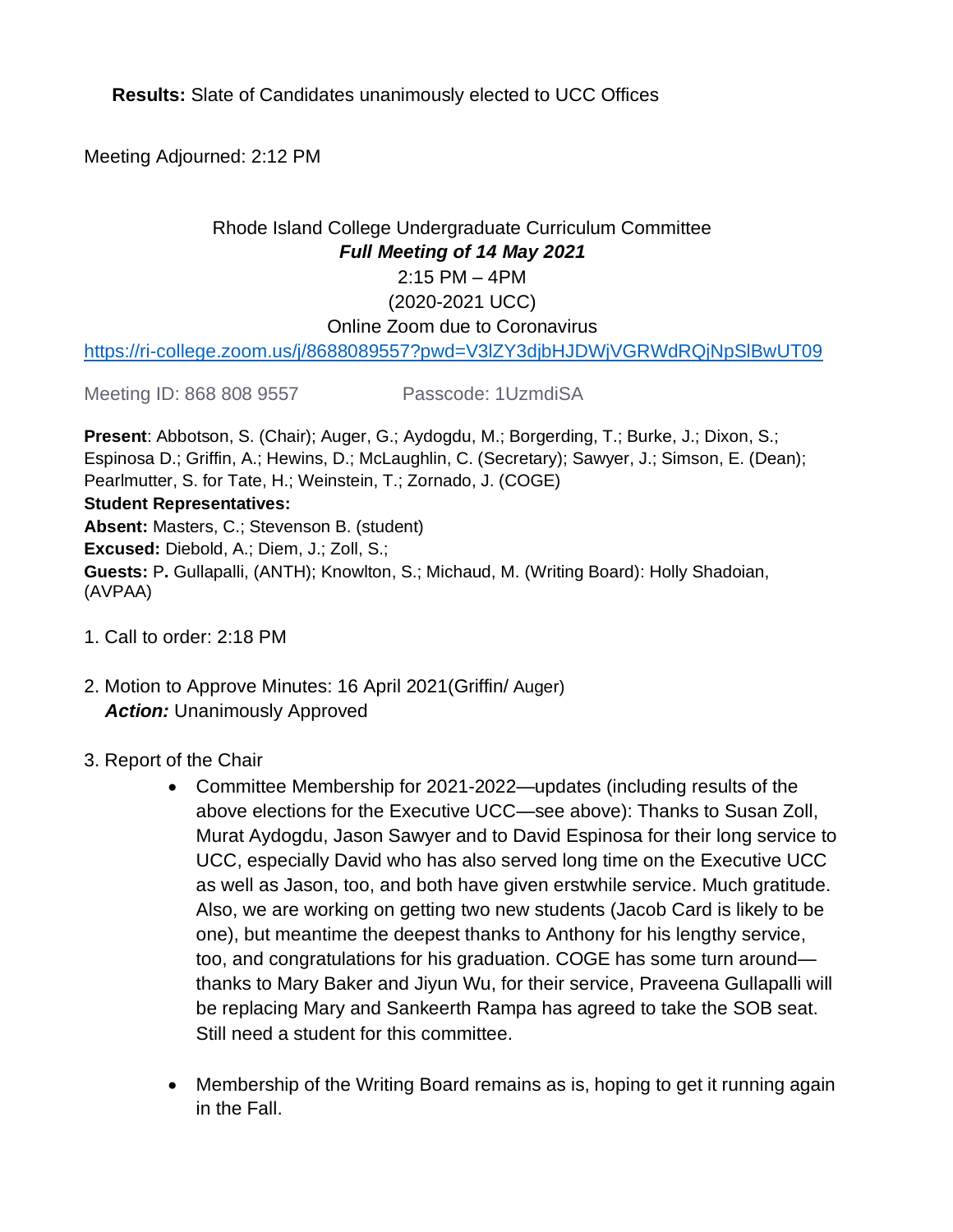**Results:** Slate of Candidates unanimously elected to UCC Offices

Meeting Adjourned: 2:12 PM

Rhode Island College Undergraduate Curriculum Committee

***Full Meeting of 14 May 2021***

2:15 PM – 4PM

(2020-2021 UCC)

Online Zoom due to Coronavirus

https://ri-college.zoom.us/j/8688089557?pwd=V3lZY3djbHJDWjVGRWdRQjNpSlBwUT09

Meeting ID: 868 808 9557 Passcode: 1UzmdiSA

**Present**: Abbotson, S. (Chair); Auger, G.; Aydogdu, M.; Borgerding, T.; Burke, J.; Dixon, S.; Espinosa D.; Griffin, A.; Hewins, D.; McLaughlin, C. (Secretary); Sawyer, J.; Simson, E. (Dean); Pearlmutter, S. for Tate, H.; Weinstein, T.; Zornado, J. (COGE)

**Student Representatives:**

**Absent:** Masters, C.; Stevenson B. (student)

**Excused:** Diebold, A.; Diem, J.; Zoll, S.;

**Guests:** P**.** Gullapalli, (ANTH); Knowlton, S.; Michaud, M. (Writing Board): Holly Shadoian, (AVPAA)

1. Call to order: 2:18 PM

2. Motion to Approve Minutes: 16 April 2021(Griffin/ Auger)
   ***Action:*** Unanimously Approved

3. Report of the Chair
   - Committee Membership for 2021-2022—updates (including results of the above elections for the Executive UCC—see above): Thanks to Susan Zoll, Murat Aydogdu, Jason Sawyer and to David Espinosa for their long service to UCC, especially David who has also served long time on the Executive UCC as well as Jason, too, and both have given erstwhile service. Much gratitude. Also, we are working on getting two new students (Jacob Card is likely to be one), but meantime the deepest thanks to Anthony for his lengthy service, too, and congratulations for his graduation. COGE has some turn around—thanks to Mary Baker and Jiyun Wu, for their service, Praveena Gullapalli will be replacing Mary and Sankeerth Rampa has agreed to take the SOB seat. Still need a student for this committee.

   - Membership of the Writing Board remains as is, hoping to get it running again in the Fall.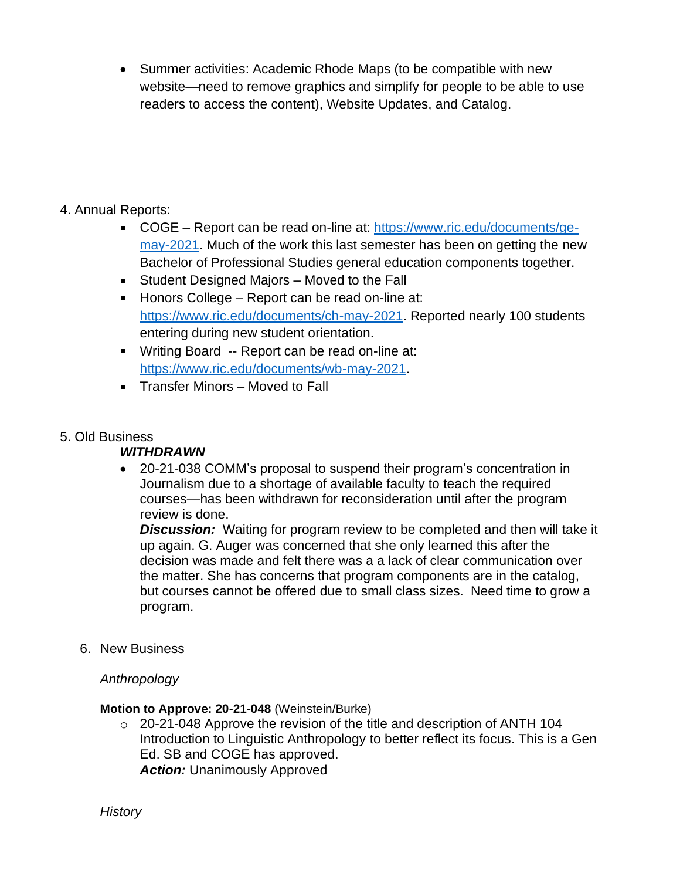- Summer activities: Academic Rhode Maps (to be compatible with new website—need to remove graphics and simplify for people to be able to use readers to access the content), Website Updates, and Catalog.

4. Annual Reports:
   - COGE – Report can be read on-line at: [https://www.ric.edu/documents/ge-may-2021](https://www.ric.edu/documents/ge-may-2021). Much of the work this last semester has been on getting the new Bachelor of Professional Studies general education components together.
   - Student Designed Majors – Moved to the Fall
   - Honors College – Report can be read on-line at: [https://www.ric.edu/documents/ch-may-2021](https://www.ric.edu/documents/ch-may-2021). Reported nearly 100 students entering during new student orientation.
   - Writing Board -- Report can be read on-line at: [https://www.ric.edu/documents/wb-may-2021](https://www.ric.edu/documents/wb-may-2021).
   - Transfer Minors – Moved to Fall

5. Old Business

   ***WITHDRAWN***

   - 20-21-038 COMM's proposal to suspend their program's concentration in Journalism due to a shortage of available faculty to teach the required courses—has been withdrawn for reconsideration until after the program review is done.

     ***Discussion:*** Waiting for program review to be completed and then will take it up again. G. Auger was concerned that she only learned this after the decision was made and felt there was a a lack of clear communication over the matter. She has concerns that program components are in the catalog, but courses cannot be offered due to small class sizes. Need time to grow a program.

6. New Business

   *Anthropology*

   **Motion to Approve: 20-21-048** (Weinstein/Burke)

   - 20-21-048 Approve the revision of the title and description of ANTH 104 Introduction to Linguistic Anthropology to better reflect its focus. This is a Gen Ed. SB and COGE has approved.

     ***Action:*** Unanimously Approved

   *History*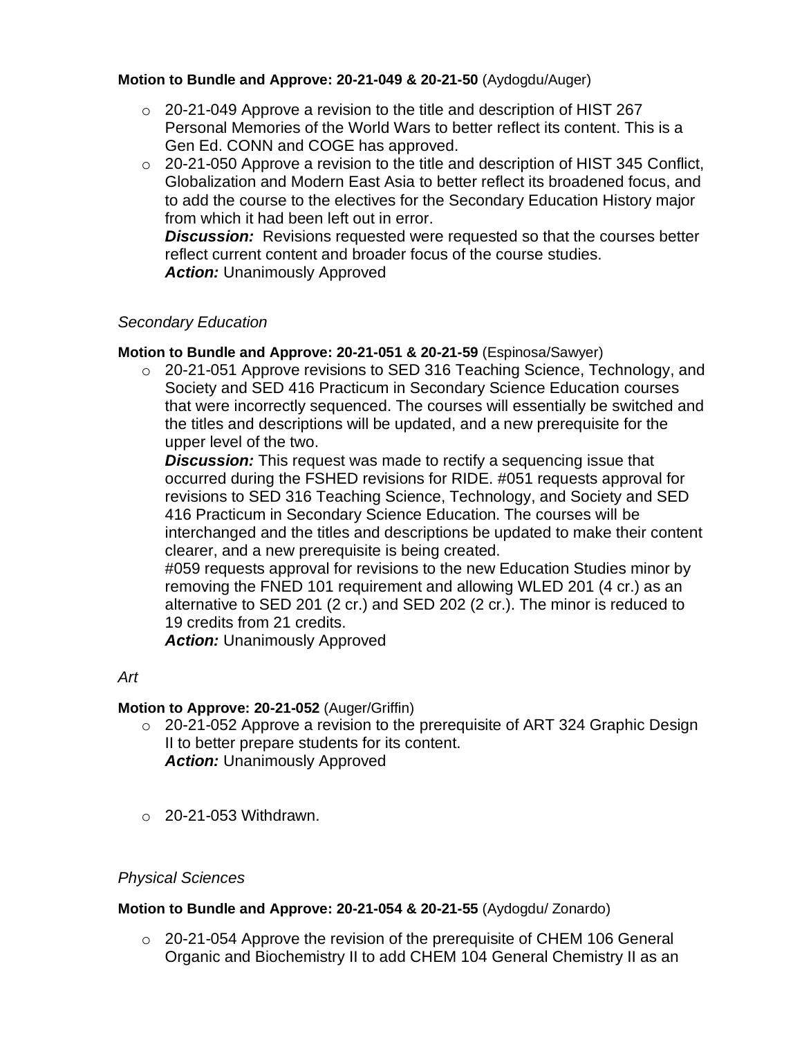**Motion to Bundle and Approve: 20-21-049 & 20-21-50** (Aydogdu/Auger)

- 20-21-049 Approve a revision to the title and description of HIST 267 Personal Memories of the World Wars to better reflect its content. This is a Gen Ed. CONN and COGE has approved.
- 20-21-050 Approve a revision to the title and description of HIST 345 Conflict, Globalization and Modern East Asia to better reflect its broadened focus, and to add the course to the electives for the Secondary Education History major from which it had been left out in error.
  ***Discussion:*** Revisions requested were requested so that the courses better reflect current content and broader focus of the course studies.
  ***Action:*** Unanimously Approved

*Secondary Education*

**Motion to Bundle and Approve: 20-21-051 & 20-21-59** (Espinosa/Sawyer)

- 20-21-051 Approve revisions to SED 316 Teaching Science, Technology, and Society and SED 416 Practicum in Secondary Science Education courses that were incorrectly sequenced. The courses will essentially be switched and the titles and descriptions will be updated, and a new prerequisite for the upper level of the two.
  ***Discussion:*** This request was made to rectify a sequencing issue that occurred during the FSHED revisions for RIDE. #051 requests approval for revisions to SED 316 Teaching Science, Technology, and Society and SED 416 Practicum in Secondary Science Education. The courses will be interchanged and the titles and descriptions be updated to make their content clearer, and a new prerequisite is being created.
  #059 requests approval for revisions to the new Education Studies minor by removing the FNED 101 requirement and allowing WLED 201 (4 cr.) as an alternative to SED 201 (2 cr.) and SED 202 (2 cr.). The minor is reduced to 19 credits from 21 credits.
  ***Action:*** Unanimously Approved

*Art*

**Motion to Approve: 20-21-052** (Auger/Griffin)

- 20-21-052 Approve a revision to the prerequisite of ART 324 Graphic Design II to better prepare students for its content.
  ***Action:*** Unanimously Approved

- 20-21-053 Withdrawn.

*Physical Sciences*

**Motion to Bundle and Approve: 20-21-054 & 20-21-55** (Aydogdu/ Zonardo)

- 20-21-054 Approve the revision of the prerequisite of CHEM 106 General Organic and Biochemistry II to add CHEM 104 General Chemistry II as an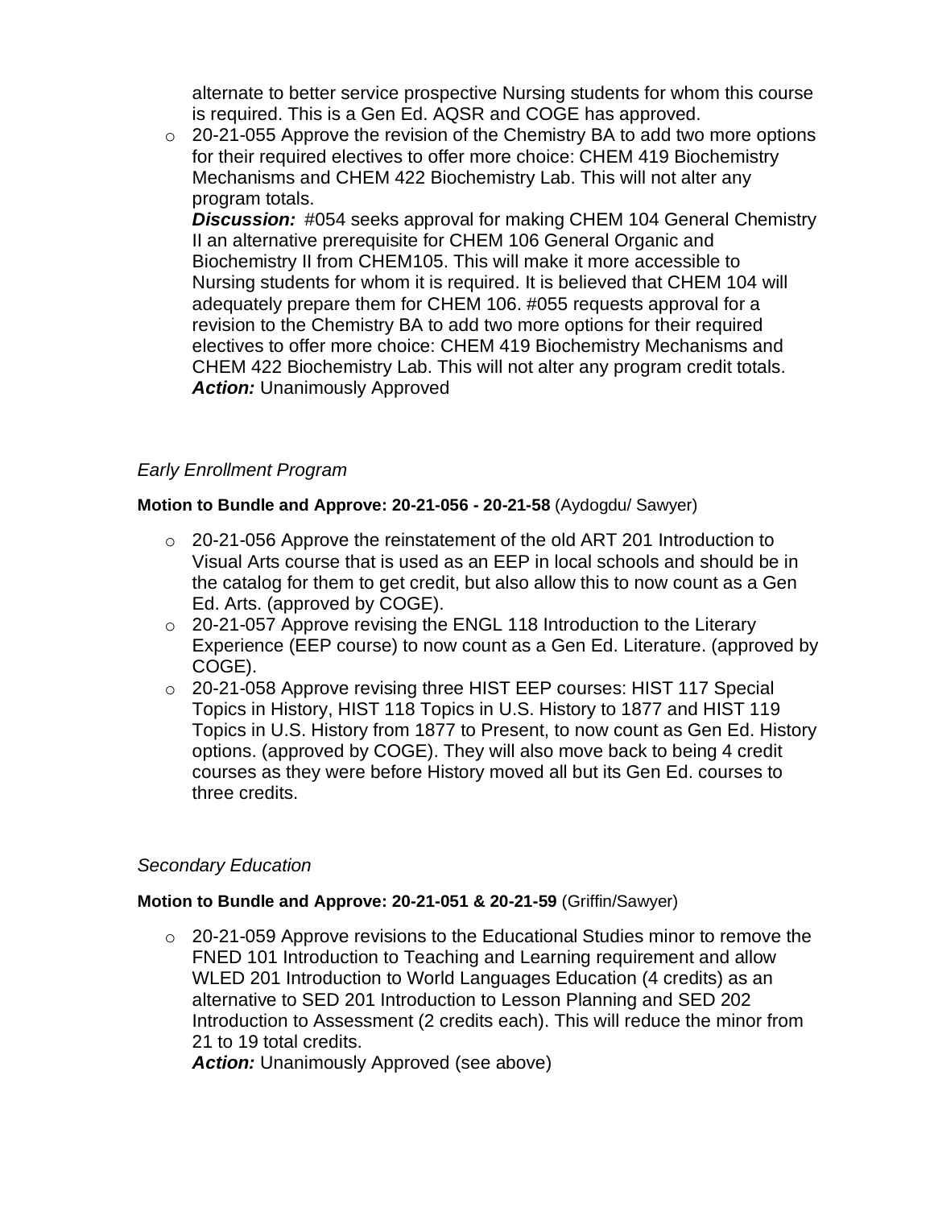alternate to better service prospective Nursing students for whom this course is required. This is a Gen Ed. AQSR and COGE has approved.

- 20-21-055 Approve the revision of the Chemistry BA to add two more options for their required electives to offer more choice: CHEM 419 Biochemistry Mechanisms and CHEM 422 Biochemistry Lab. This will not alter any program totals.

  ***Discussion:*** #054 seeks approval for making CHEM 104 General Chemistry II an alternative prerequisite for CHEM 106 General Organic and Biochemistry II from CHEM105. This will make it more accessible to Nursing students for whom it is required. It is believed that CHEM 104 will adequately prepare them for CHEM 106. #055 requests approval for a revision to the Chemistry BA to add two more options for their required electives to offer more choice: CHEM 419 Biochemistry Mechanisms and CHEM 422 Biochemistry Lab. This will not alter any program credit totals.

  ***Action:*** Unanimously Approved

*Early Enrollment Program*

**Motion to Bundle and Approve: 20-21-056 - 20-21-58** (Aydogdu/ Sawyer)

- 20-21-056 Approve the reinstatement of the old ART 201 Introduction to Visual Arts course that is used as an EEP in local schools and should be in the catalog for them to get credit, but also allow this to now count as a Gen Ed. Arts. (approved by COGE).
- 20-21-057 Approve revising the ENGL 118 Introduction to the Literary Experience (EEP course) to now count as a Gen Ed. Literature. (approved by COGE).
- 20-21-058 Approve revising three HIST EEP courses: HIST 117 Special Topics in History, HIST 118 Topics in U.S. History to 1877 and HIST 119 Topics in U.S. History from 1877 to Present, to now count as Gen Ed. History options. (approved by COGE). They will also move back to being 4 credit courses as they were before History moved all but its Gen Ed. courses to three credits.

*Secondary Education*

**Motion to Bundle and Approve: 20-21-051 & 20-21-59** (Griffin/Sawyer)

- 20-21-059 Approve revisions to the Educational Studies minor to remove the FNED 101 Introduction to Teaching and Learning requirement and allow WLED 201 Introduction to World Languages Education (4 credits) as an alternative to SED 201 Introduction to Lesson Planning and SED 202 Introduction to Assessment (2 credits each). This will reduce the minor from 21 to 19 total credits.

  ***Action:*** Unanimously Approved (see above)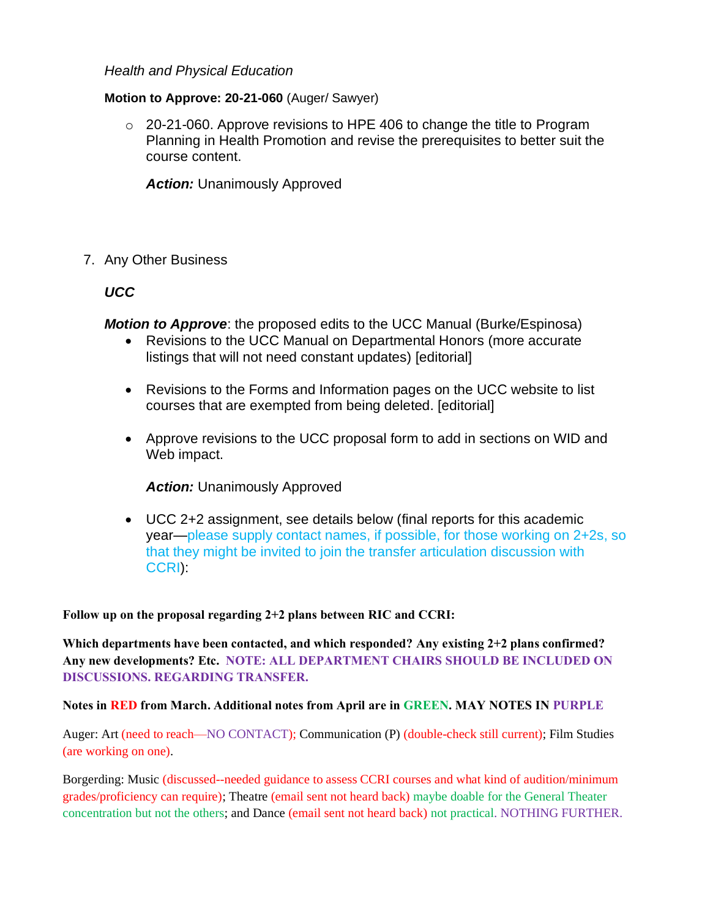*Health and Physical Education*

**Motion to Approve: 20-21-060** (Auger/ Sawyer)

- 20-21-060. Approve revisions to HPE 406 to change the title to Program Planning in Health Promotion and revise the prerequisites to better suit the course content.

  ***Action:*** Unanimously Approved

7. Any Other Business

   ***UCC***

   ***Motion to Approve***: the proposed edits to the UCC Manual (Burke/Espinosa)

   - Revisions to the UCC Manual on Departmental Honors (more accurate listings that will not need constant updates) [editorial]

   - Revisions to the Forms and Information pages on the UCC website to list courses that are exempted from being deleted. [editorial]

   - Approve revisions to the UCC proposal form to add in sections on WID and Web impact.

     ***Action:*** Unanimously Approved

   - UCC 2+2 assignment, see details below (final reports for this academic year—please supply contact names, if possible, for those working on 2+2s, so that they might be invited to join the transfer articulation discussion with CCRI):

**Follow up on the proposal regarding 2+2 plans between RIC and CCRI:**

**Which departments have been contacted, and which responded? Any existing 2+2 plans confirmed? Any new developments? Etc. NOTE: ALL DEPARTMENT CHAIRS SHOULD BE INCLUDED ON DISCUSSIONS. REGARDING TRANSFER.**

**Notes in RED from March. Additional notes from April are in GREEN. MAY NOTES IN PURPLE**

Auger: Art (need to reach—NO CONTACT); Communication (P) (double-check still current); Film Studies (are working on one).

Borgerding: Music (discussed--needed guidance to assess CCRI courses and what kind of audition/minimum grades/proficiency can require); Theatre (email sent not heard back) maybe doable for the General Theater concentration but not the others; and Dance (email sent not heard back) not practical. NOTHING FURTHER.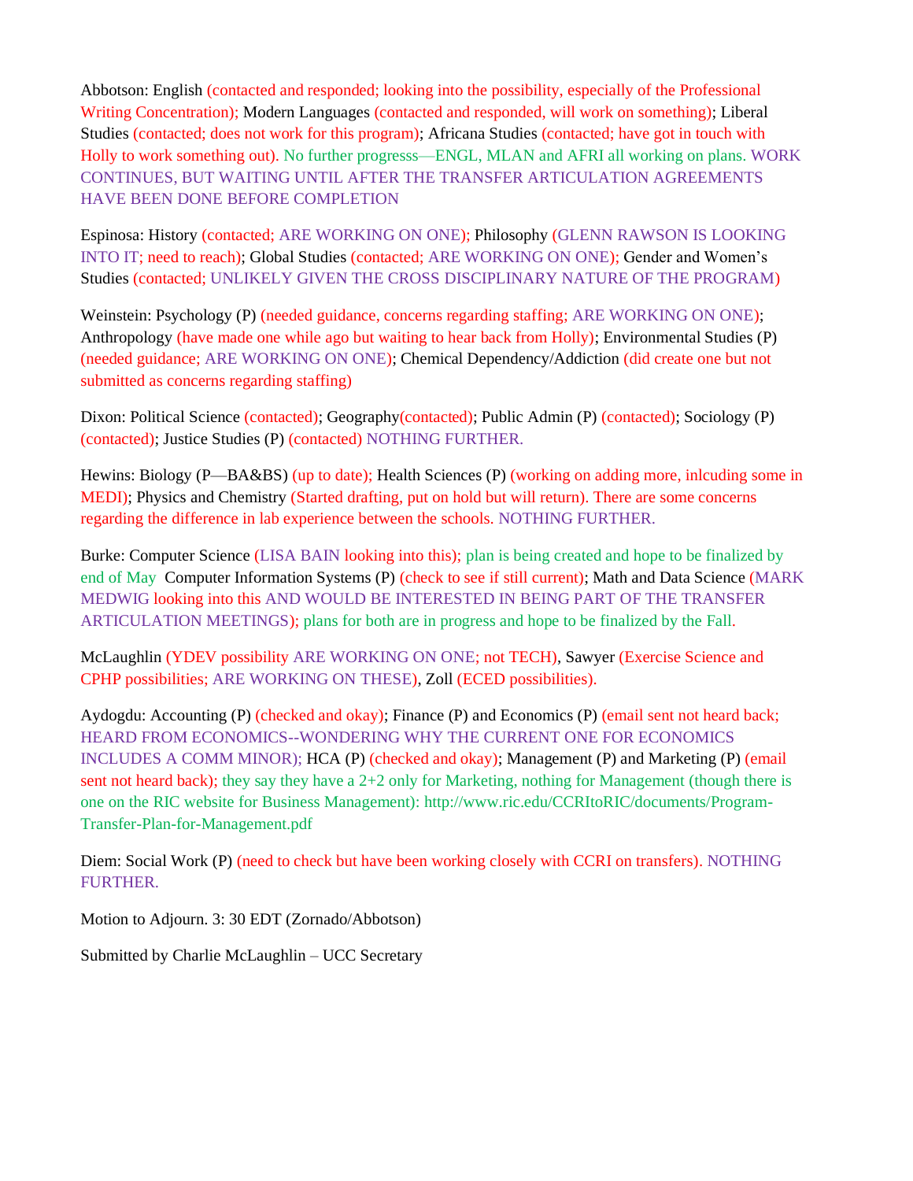Abbotson: English (contacted and responded; looking into the possibility, especially of the Professional Writing Concentration); Modern Languages (contacted and responded, will work on something); Liberal Studies (contacted; does not work for this program); Africana Studies (contacted; have got in touch with Holly to work something out). No further progresss—ENGL, MLAN and AFRI all working on plans. WORK CONTINUES, BUT WAITING UNTIL AFTER THE TRANSFER ARTICULATION AGREEMENTS HAVE BEEN DONE BEFORE COMPLETION

Espinosa: History (contacted; ARE WORKING ON ONE); Philosophy (GLENN RAWSON IS LOOKING INTO IT; need to reach); Global Studies (contacted; ARE WORKING ON ONE); Gender and Women's Studies (contacted; UNLIKELY GIVEN THE CROSS DISCIPLINARY NATURE OF THE PROGRAM)

Weinstein: Psychology (P) (needed guidance, concerns regarding staffing; ARE WORKING ON ONE); Anthropology (have made one while ago but waiting to hear back from Holly); Environmental Studies (P) (needed guidance; ARE WORKING ON ONE); Chemical Dependency/Addiction (did create one but not submitted as concerns regarding staffing)

Dixon: Political Science (contacted); Geography(contacted); Public Admin (P) (contacted); Sociology (P) (contacted); Justice Studies (P) (contacted) NOTHING FURTHER.

Hewins: Biology (P—BA&BS) (up to date); Health Sciences (P) (working on adding more, inlcuding some in MEDI); Physics and Chemistry (Started drafting, put on hold but will return). There are some concerns regarding the difference in lab experience between the schools. NOTHING FURTHER.

Burke: Computer Science (LISA BAIN looking into this); plan is being created and hope to be finalized by end of May Computer Information Systems (P) (check to see if still current); Math and Data Science (MARK MEDWIG looking into this AND WOULD BE INTERESTED IN BEING PART OF THE TRANSFER ARTICULATION MEETINGS); plans for both are in progress and hope to be finalized by the Fall.

McLaughlin (YDEV possibility ARE WORKING ON ONE; not TECH), Sawyer (Exercise Science and CPHP possibilities; ARE WORKING ON THESE), Zoll (ECED possibilities).

Aydogdu: Accounting (P) (checked and okay); Finance (P) and Economics (P) (email sent not heard back; HEARD FROM ECONOMICS--WONDERING WHY THE CURRENT ONE FOR ECONOMICS INCLUDES A COMM MINOR); HCA (P) (checked and okay); Management (P) and Marketing (P) (email sent not heard back); they say they have a 2+2 only for Marketing, nothing for Management (though there is one on the RIC website for Business Management): http://www.ric.edu/CCRItoRIC/documents/Program-Transfer-Plan-for-Management.pdf

Diem: Social Work (P) (need to check but have been working closely with CCRI on transfers). NOTHING FURTHER.

Motion to Adjourn. 3: 30 EDT (Zornado/Abbotson)

Submitted by Charlie McLaughlin – UCC Secretary